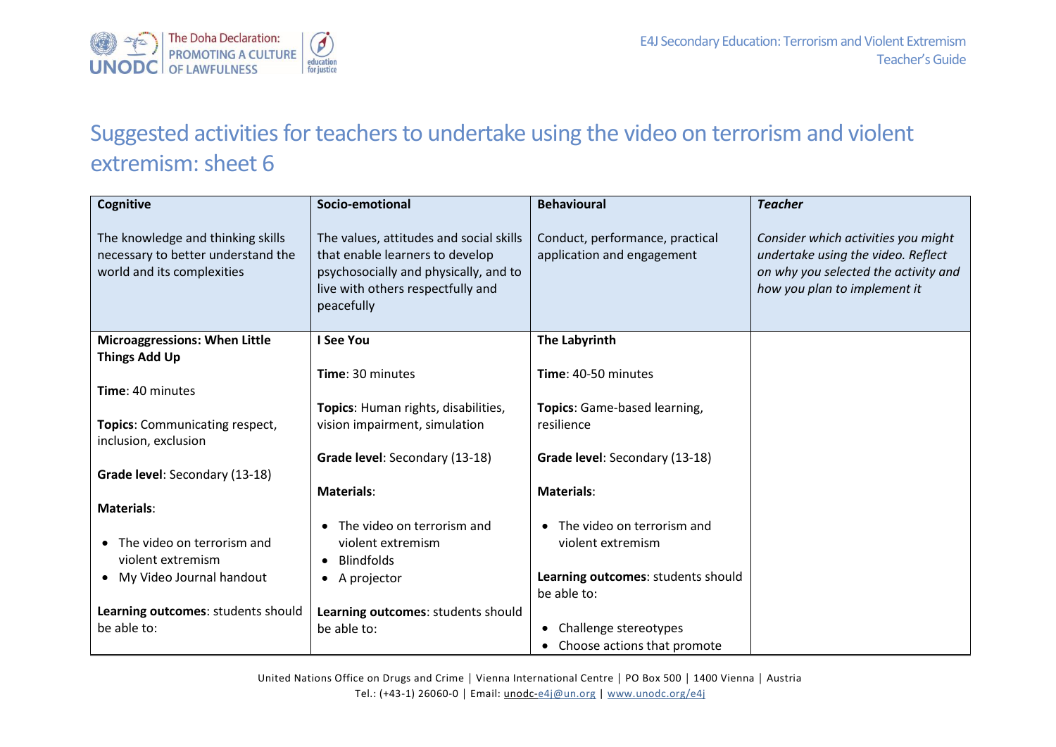# Suggested activities for teachers to undertake using the video on terrorism and violent extremism: sheet 6

| **Cognitive**<br><br>The knowledge and thinking skills necessary to better understand the world and its complexities | **Socio-emotional**<br><br>The values, attitudes and social skills that enable learners to develop psychosocially and physically, and to live with others respectfully and peacefully | **Behavioural**<br><br>Conduct, performance, practical application and engagement | ***Teacher***<br><br>*Consider which activities you might undertake using the video. Reflect on why you selected the activity and how you plan to implement it* |
|---|---|---|---|
| **Microaggressions: When Little Things Add Up**<br><br>**Time**: 40 minutes<br><br>**Topics**: Communicating respect, inclusion, exclusion<br><br>**Grade level**: Secondary (13-18)<br><br>**Materials**:<br><br>• The video on terrorism and violent extremism<br>• My Video Journal handout<br><br>**Learning outcomes**: students should be able to: | **I See You**<br><br>**Time**: 30 minutes<br><br>**Topics**: Human rights, disabilities, vision impairment, simulation<br><br>**Grade level**: Secondary (13-18)<br><br>**Materials**:<br><br>• The video on terrorism and violent extremism<br>• Blindfolds<br>• A projector<br><br>**Learning outcomes**: students should be able to: | **The Labyrinth**<br><br>**Time**: 40-50 minutes<br><br>**Topics**: Game-based learning, resilience<br><br>**Grade level**: Secondary (13-18)<br><br>**Materials**:<br><br>• The video on terrorism and violent extremism<br><br>**Learning outcomes**: students should be able to:<br><br>• Challenge stereotypes<br>• Choose actions that promote | |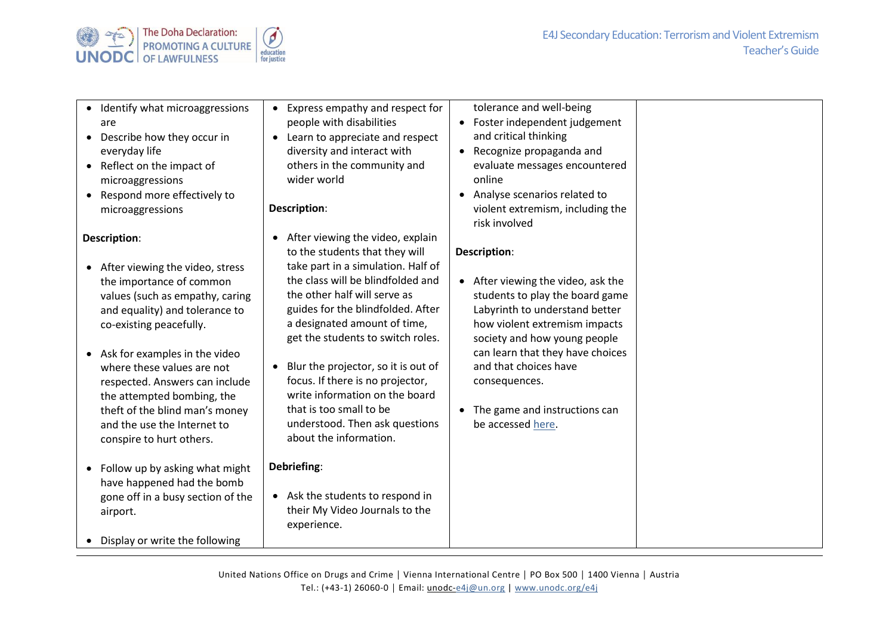| | | | |
|---|---|---|---|
| • Identify what microaggressions are<br>• Describe how they occur in everyday life<br>• Reflect on the impact of microaggressions<br>• Respond more effectively to microaggressions<br><br>**Description**:<br><br>• After viewing the video, stress the importance of common values (such as empathy, caring and equality) and tolerance to co-existing peacefully.<br><br>• Ask for examples in the video where these values are not respected. Answers can include the attempted bombing, the theft of the blind man's money and the use the Internet to conspire to hurt others.<br><br>• Follow up by asking what might have happened had the bomb gone off in a busy section of the airport.<br><br>• Display or write the following | • Express empathy and respect for people with disabilities<br>• Learn to appreciate and respect diversity and interact with others in the community and wider world<br><br>**Description**:<br><br>• After viewing the video, explain to the students that they will take part in a simulation. Half of the class will be blindfolded and the other half will serve as guides for the blindfolded. After a designated amount of time, get the students to switch roles.<br><br>• Blur the projector, so it is out of focus. If there is no projector, write information on the board that is too small to be understood. Then ask questions about the information.<br><br>**Debriefing**:<br><br>• Ask the students to respond in their My Video Journals to the experience. | tolerance and well-being<br>• Foster independent judgement and critical thinking<br>• Recognize propaganda and evaluate messages encountered online<br>• Analyse scenarios related to violent extremism, including the risk involved<br><br>**Description**:<br><br>• After viewing the video, ask the students to play the board game Labyrinth to understand better how violent extremism impacts society and how young people can learn that they have choices and that choices have consequences.<br><br>• The game and instructions can be accessed here. | |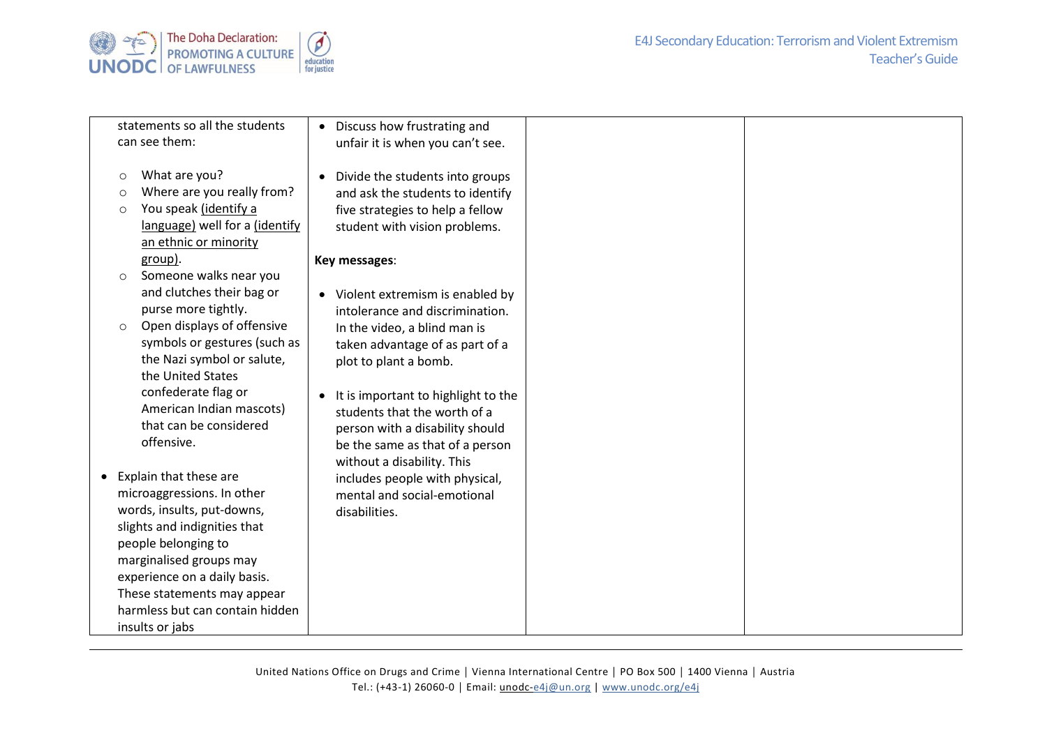| | | | |
|---|---|---|---|
| statements so all the students can see them:<br><br>○ What are you?<br>○ Where are you really from?<br>○ You speak <u>(identify a language)</u> well for a <u>(identify an ethnic or minority group)</u>.<br>○ Someone walks near you and clutches their bag or purse more tightly.<br>○ Open displays of offensive symbols or gestures (such as the Nazi symbol or salute, the United States confederate flag or American Indian mascots) that can be considered offensive.<br><br>• Explain that these are microaggressions. In other words, insults, put-downs, slights and indignities that people belonging to marginalised groups may experience on a daily basis. These statements may appear harmless but can contain hidden insults or jabs | • Discuss how frustrating and unfair it is when you can't see.<br><br>• Divide the students into groups and ask the students to identify five strategies to help a fellow student with vision problems.<br><br>**Key messages**:<br><br>• Violent extremism is enabled by intolerance and discrimination. In the video, a blind man is taken advantage of as part of a plot to plant a bomb.<br><br>• It is important to highlight to the students that the worth of a person with a disability should be the same as that of a person without a disability. This includes people with physical, mental and social-emotional disabilities. | | |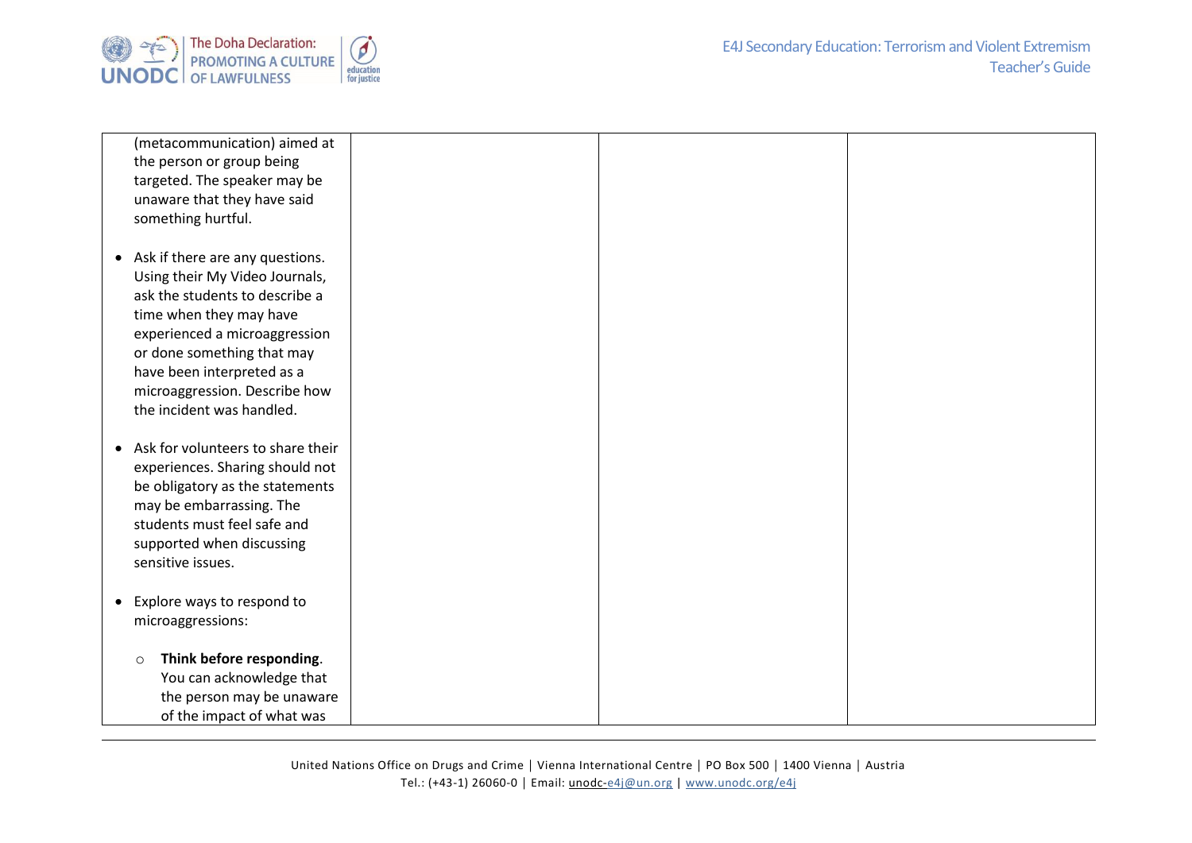| | | | |
|---|---|---|---|
| (metacommunication) aimed at the person or group being targeted. The speaker may be unaware that they have said something hurtful.<br><br>• Ask if there are any questions. Using their My Video Journals, ask the students to describe a time when they may have experienced a microaggression or done something that may have been interpreted as a microaggression. Describe how the incident was handled.<br><br>• Ask for volunteers to share their experiences. Sharing should not be obligatory as the statements may be embarrassing. The students must feel safe and supported when discussing sensitive issues.<br><br>• Explore ways to respond to microaggressions:<br><br>  ○ **Think before responding**. You can acknowledge that the person may be unaware of the impact of what was | | | |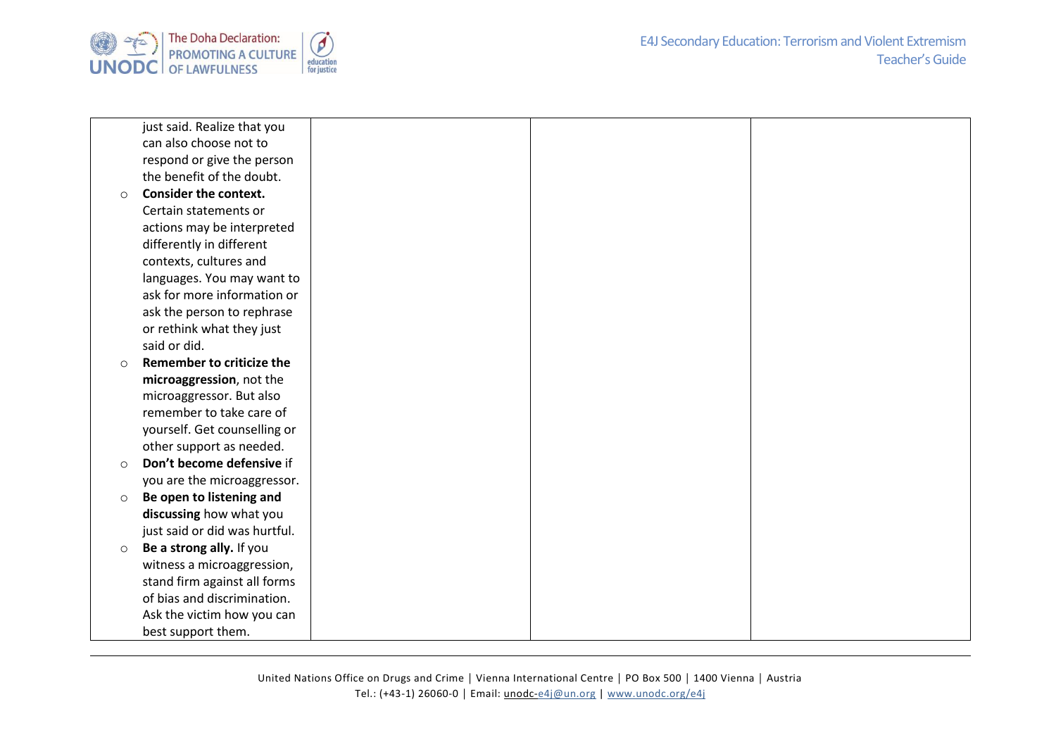| | | | |
|---|---|---|---|
| just said. Realize that you can also choose not to respond or give the person the benefit of the doubt.<br>○ **Consider the context.** Certain statements or actions may be interpreted differently in different contexts, cultures and languages. You may want to ask for more information or ask the person to rephrase or rethink what they just said or did.<br>○ **Remember to criticize the microaggression**, not the microaggressor. But also remember to take care of yourself. Get counselling or other support as needed.<br>○ **Don't become defensive** if you are the microaggressor.<br>○ **Be open to listening and discussing** how what you just said or did was hurtful.<br>○ **Be a strong ally.** If you witness a microaggression, stand firm against all forms of bias and discrimination. Ask the victim how you can best support them. | | | |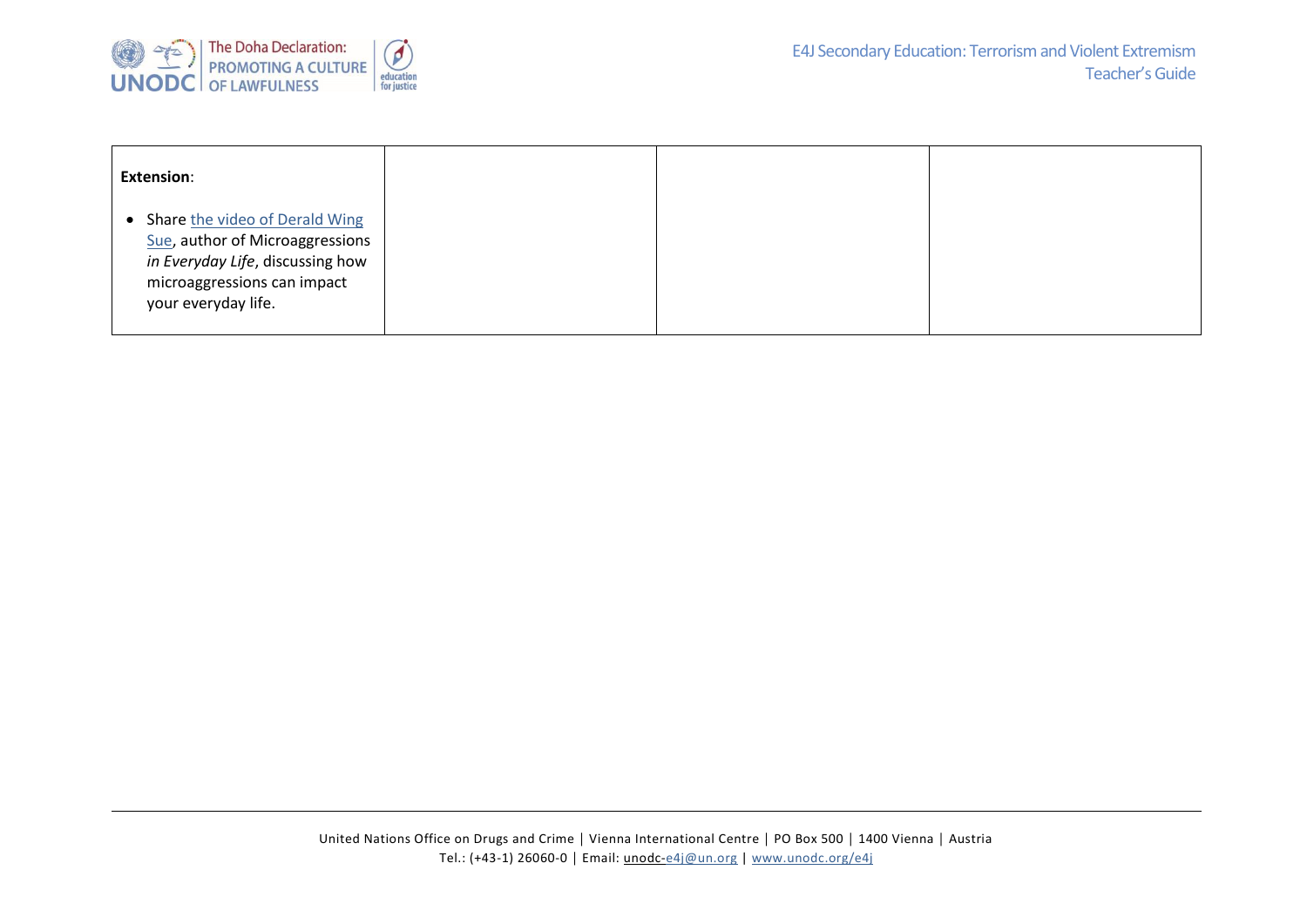| | | | |
|---|---|---|---|
| **Extension**:<br><br>• Share the video of Derald Wing Sue, author of Microaggressions *in Everyday Life*, discussing how microaggressions can impact your everyday life. | | | |